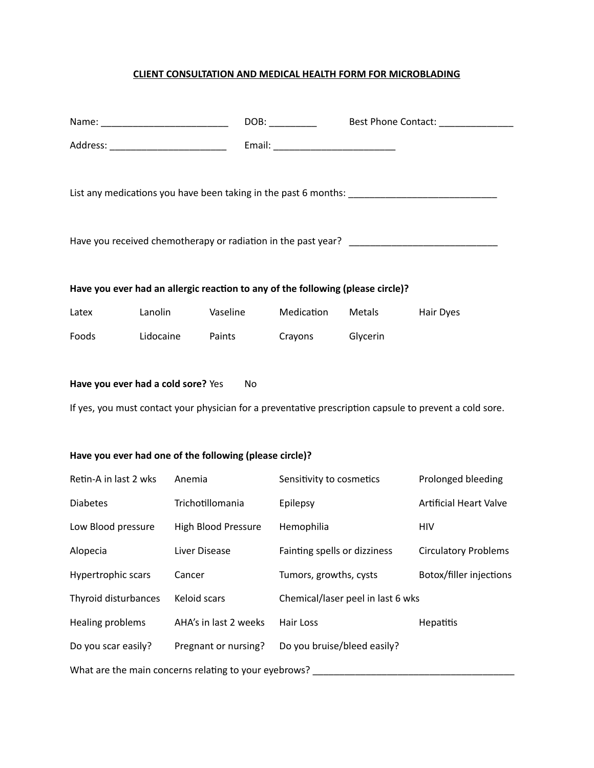**CLIENT CONSULTATION AND MEDICAL HEALTH FORM FOR MICROBLADING**

Name: ________________________ DOB: _________ Best Phone Contact: ______________

Address: ______________________ Email: _______________________

List any medications you have been taking in the past 6 months: ____________________________

Have you received chemotherapy or radiation in the past year? ____________________________

**Have you ever had an allergic reaction to any of the following (please circle)?**

| | | | | | |
|---|---|---|---|---|---|
| Latex | Lanolin | Vaseline | Medication | Metals | Hair Dyes |
| Foods | Lidocaine | Paints | Crayons | Glycerin | |

**Have you ever had a cold sore?** Yes No

If yes, you must contact your physician for a preventative prescription capsule to prevent a cold sore.

**Have you ever had one of the following (please circle)?**

| | | | |
|---|---|---|---|
| Retin-A in last 2 wks | Anemia | Sensitivity to cosmetics | Prolonged bleeding |
| Diabetes | Trichotillomania | Epilepsy | Artificial Heart Valve |
| Low Blood pressure | High Blood Pressure | Hemophilia | HIV |
| Alopecia | Liver Disease | Fainting spells or dizziness | Circulatory Problems |
| Hypertrophic scars | Cancer | Tumors, growths, cysts | Botox/filler injections |
| Thyroid disturbances | Keloid scars | Chemical/laser peel in last 6 wks | |
| Healing problems | AHA's in last 2 weeks | Hair Loss | Hepatitis |
| Do you scar easily? | Pregnant or nursing? | Do you bruise/bleed easily? | |

What are the main concerns relating to your eyebrows? _______________________________________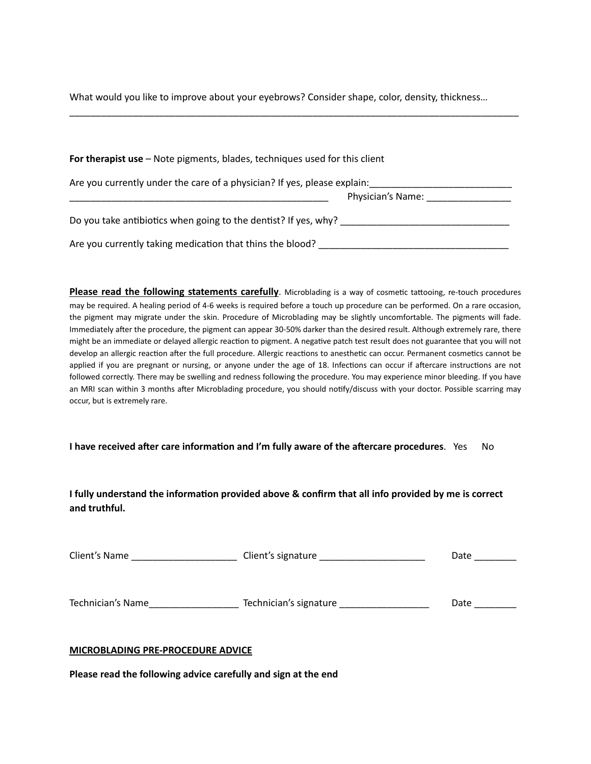What would you like to improve about your eyebrows? Consider shape, color, density, thickness…

___________________________________________________________________________________

**For therapist use** – Note pigments, blades, techniques used for this client

Are you currently under the care of a physician? If yes, please explain:___________________________
_________________________________________________ Physician's Name: ________________

Do you take antibiotics when going to the dentist? If yes, why? ________________________________

Are you currently taking medication that thins the blood? ____________________________________

**Please read the following statements carefully**. Microblading is a way of cosmetic tattooing, re-touch procedures may be required. A healing period of 4-6 weeks is required before a touch up procedure can be performed. On a rare occasion, the pigment may migrate under the skin. Procedure of Microblading may be slightly uncomfortable. The pigments will fade. Immediately after the procedure, the pigment can appear 30-50% darker than the desired result. Although extremely rare, there might be an immediate or delayed allergic reaction to pigment. A negative patch test result does not guarantee that you will not develop an allergic reaction after the full procedure. Allergic reactions to anesthetic can occur. Permanent cosmetics cannot be applied if you are pregnant or nursing, or anyone under the age of 18. Infections can occur if aftercare instructions are not followed correctly. There may be swelling and redness following the procedure. You may experience minor bleeding. If you have an MRI scan within 3 months after Microblading procedure, you should notify/discuss with your doctor. Possible scarring may occur, but is extremely rare.

**I have received after care information and I'm fully aware of the aftercare procedures**. Yes No

**I fully understand the information provided above & confirm that all info provided by me is correct and truthful.**

Client's Name ____________________ Client's signature ____________________ Date ________

Technician's Name_________________ Technician's signature _________________ Date ________

**MICROBLADING PRE-PROCEDURE ADVICE**

**Please read the following advice carefully and sign at the end**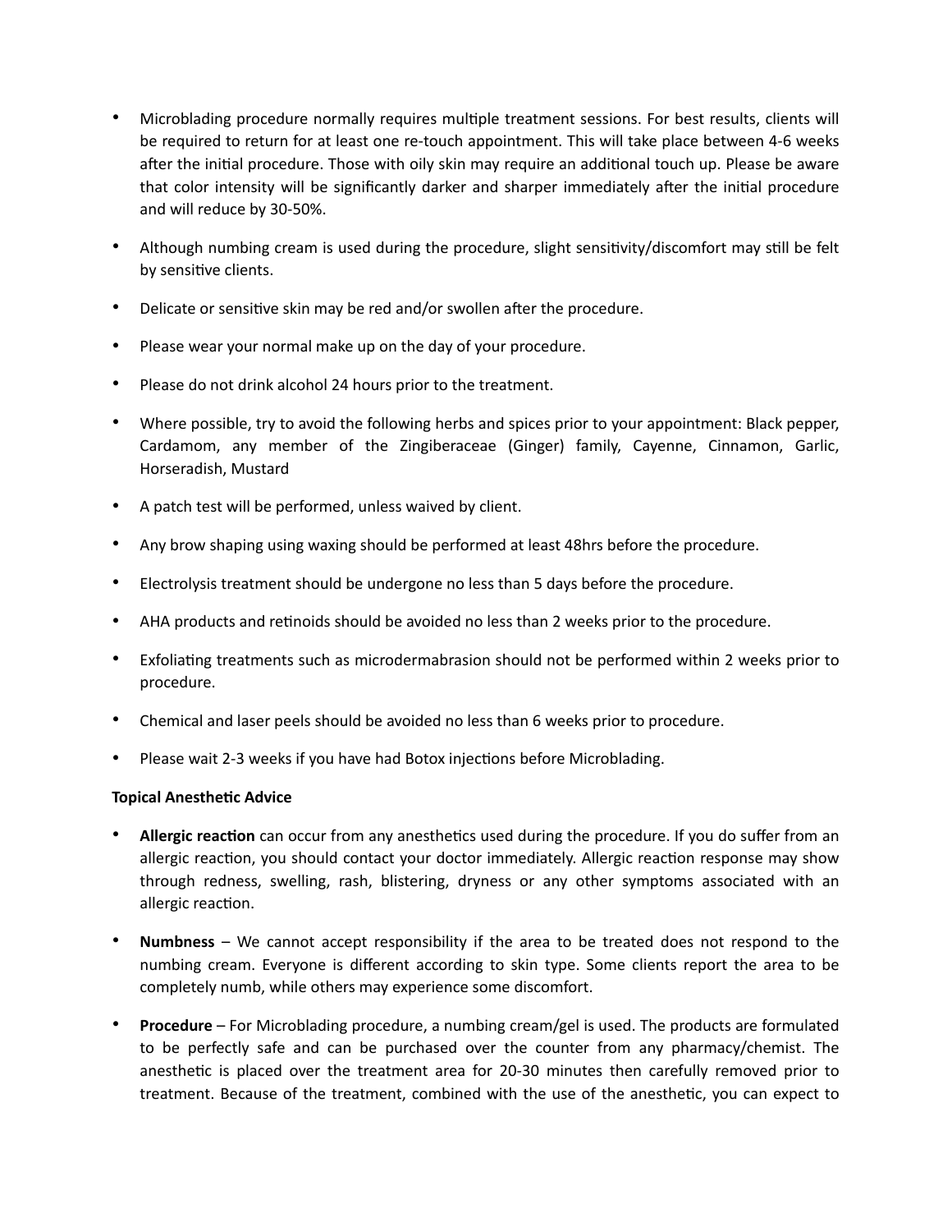- Microblading procedure normally requires multiple treatment sessions. For best results, clients will be required to return for at least one re-touch appointment. This will take place between 4-6 weeks after the initial procedure. Those with oily skin may require an additional touch up. Please be aware that color intensity will be significantly darker and sharper immediately after the initial procedure and will reduce by 30-50%.
- Although numbing cream is used during the procedure, slight sensitivity/discomfort may still be felt by sensitive clients.
- Delicate or sensitive skin may be red and/or swollen after the procedure.
- Please wear your normal make up on the day of your procedure.
- Please do not drink alcohol 24 hours prior to the treatment.
- Where possible, try to avoid the following herbs and spices prior to your appointment: Black pepper, Cardamom, any member of the Zingiberaceae (Ginger) family, Cayenne, Cinnamon, Garlic, Horseradish, Mustard
- A patch test will be performed, unless waived by client.
- Any brow shaping using waxing should be performed at least 48hrs before the procedure.
- Electrolysis treatment should be undergone no less than 5 days before the procedure.
- AHA products and retinoids should be avoided no less than 2 weeks prior to the procedure.
- Exfoliating treatments such as microdermabrasion should not be performed within 2 weeks prior to procedure.
- Chemical and laser peels should be avoided no less than 6 weeks prior to procedure.
- Please wait 2-3 weeks if you have had Botox injections before Microblading.

**Topical Anesthetic Advice**

- **Allergic reaction** can occur from any anesthetics used during the procedure. If you do suffer from an allergic reaction, you should contact your doctor immediately. Allergic reaction response may show through redness, swelling, rash, blistering, dryness or any other symptoms associated with an allergic reaction.
- **Numbness** – We cannot accept responsibility if the area to be treated does not respond to the numbing cream. Everyone is different according to skin type. Some clients report the area to be completely numb, while others may experience some discomfort.
- **Procedure** – For Microblading procedure, a numbing cream/gel is used. The products are formulated to be perfectly safe and can be purchased over the counter from any pharmacy/chemist. The anesthetic is placed over the treatment area for 20-30 minutes then carefully removed prior to treatment. Because of the treatment, combined with the use of the anesthetic, you can expect to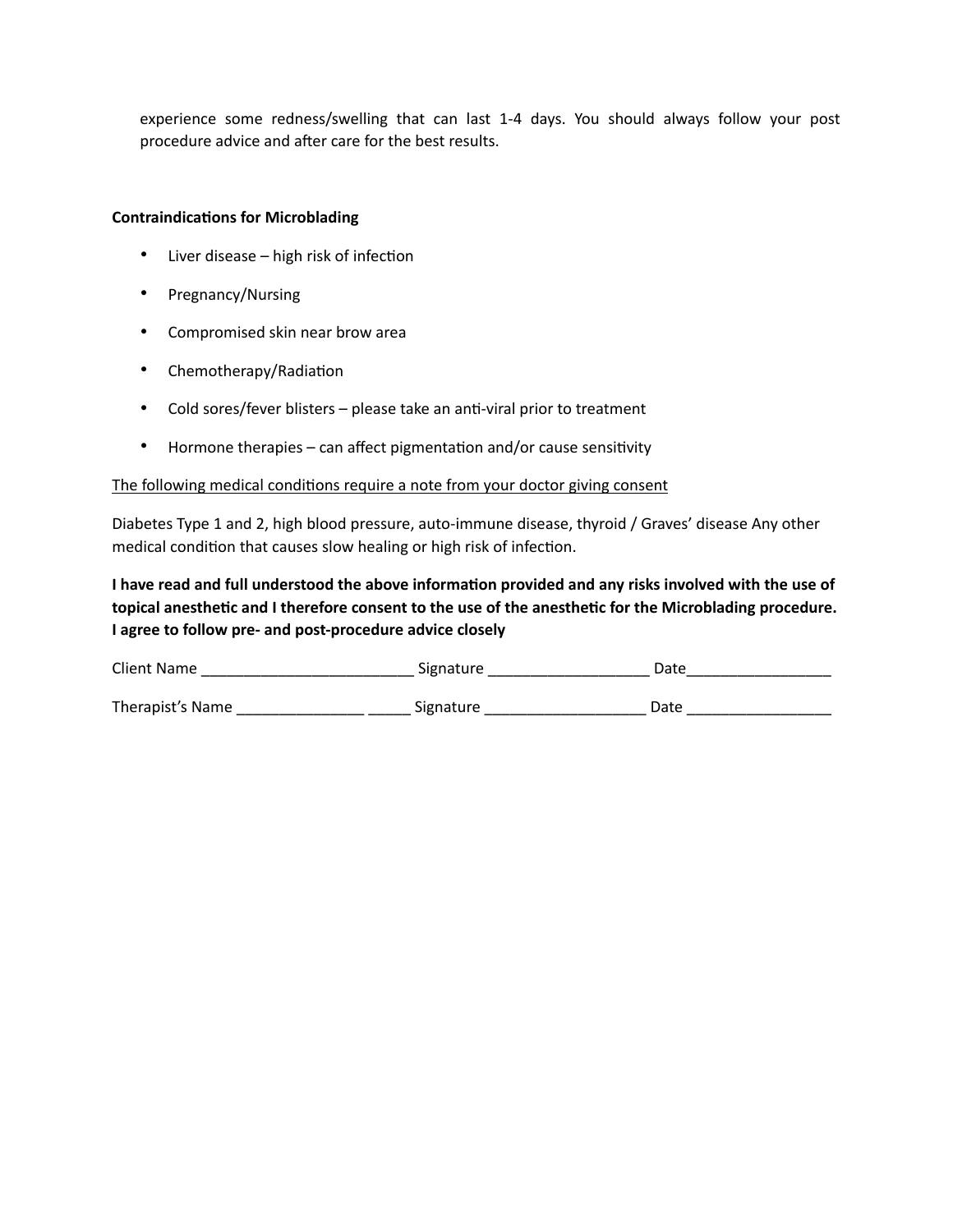experience some redness/swelling that can last 1-4 days. You should always follow your post procedure advice and after care for the best results.

**Contraindications for Microblading**

- Liver disease – high risk of infection
- Pregnancy/Nursing
- Compromised skin near brow area
- Chemotherapy/Radiation
- Cold sores/fever blisters – please take an anti-viral prior to treatment
- Hormone therapies – can affect pigmentation and/or cause sensitivity

<u>The following medical conditions require a note from your doctor giving consent</u>

Diabetes Type 1 and 2, high blood pressure, auto-immune disease, thyroid / Graves' disease Any other medical condition that causes slow healing or high risk of infection.

**I have read and full understood the above information provided and any risks involved with the use of topical anesthetic and I therefore consent to the use of the anesthetic for the Microblading procedure. I agree to follow pre- and post-procedure advice closely**

Client Name _________________________ Signature ___________________ Date_________________

Therapist's Name _______________ _____ Signature ___________________ Date _________________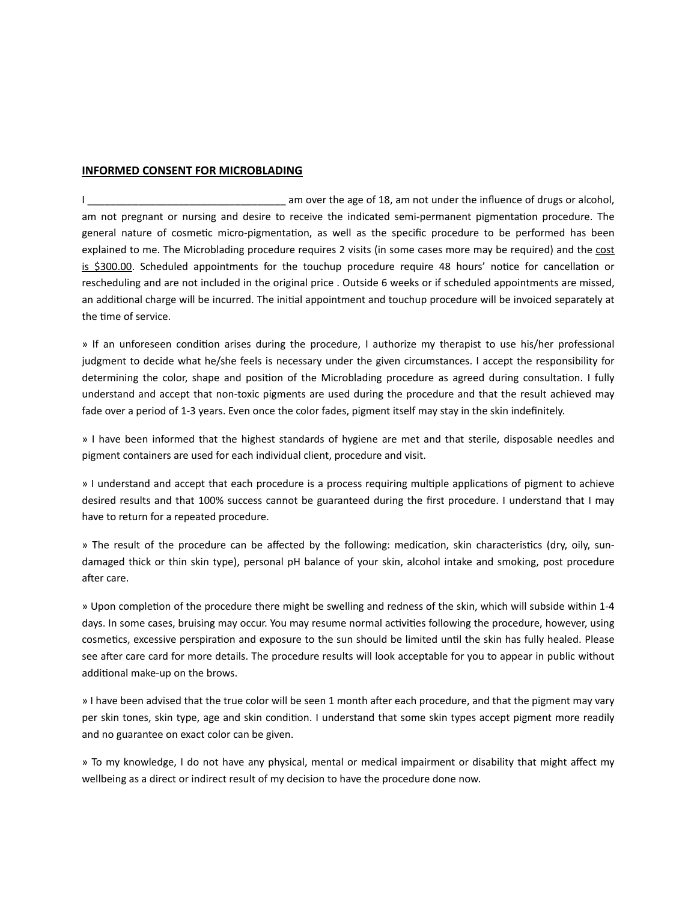**INFORMED CONSENT FOR MICROBLADING**

I ____________________________________ am over the age of 18, am not under the influence of drugs or alcohol, am not pregnant or nursing and desire to receive the indicated semi-permanent pigmentation procedure. The general nature of cosmetic micro-pigmentation, as well as the specific procedure to be performed has been explained to me. The Microblading procedure requires 2 visits (in some cases more may be required) and the <u>cost is $300.00</u>. Scheduled appointments for the touchup procedure require 48 hours' notice for cancellation or rescheduling and are not included in the original price . Outside 6 weeks or if scheduled appointments are missed, an additional charge will be incurred. The initial appointment and touchup procedure will be invoiced separately at the time of service.

» If an unforeseen condition arises during the procedure, I authorize my therapist to use his/her professional judgment to decide what he/she feels is necessary under the given circumstances. I accept the responsibility for determining the color, shape and position of the Microblading procedure as agreed during consultation. I fully understand and accept that non-toxic pigments are used during the procedure and that the result achieved may fade over a period of 1-3 years. Even once the color fades, pigment itself may stay in the skin indefinitely.

» I have been informed that the highest standards of hygiene are met and that sterile, disposable needles and pigment containers are used for each individual client, procedure and visit.

» I understand and accept that each procedure is a process requiring multiple applications of pigment to achieve desired results and that 100% success cannot be guaranteed during the first procedure. I understand that I may have to return for a repeated procedure.

» The result of the procedure can be affected by the following: medication, skin characteristics (dry, oily, sun-damaged thick or thin skin type), personal pH balance of your skin, alcohol intake and smoking, post procedure after care.

» Upon completion of the procedure there might be swelling and redness of the skin, which will subside within 1-4 days. In some cases, bruising may occur. You may resume normal activities following the procedure, however, using cosmetics, excessive perspiration and exposure to the sun should be limited until the skin has fully healed. Please see after care card for more details. The procedure results will look acceptable for you to appear in public without additional make-up on the brows.

» I have been advised that the true color will be seen 1 month after each procedure, and that the pigment may vary per skin tones, skin type, age and skin condition. I understand that some skin types accept pigment more readily and no guarantee on exact color can be given.

» To my knowledge, I do not have any physical, mental or medical impairment or disability that might affect my wellbeing as a direct or indirect result of my decision to have the procedure done now.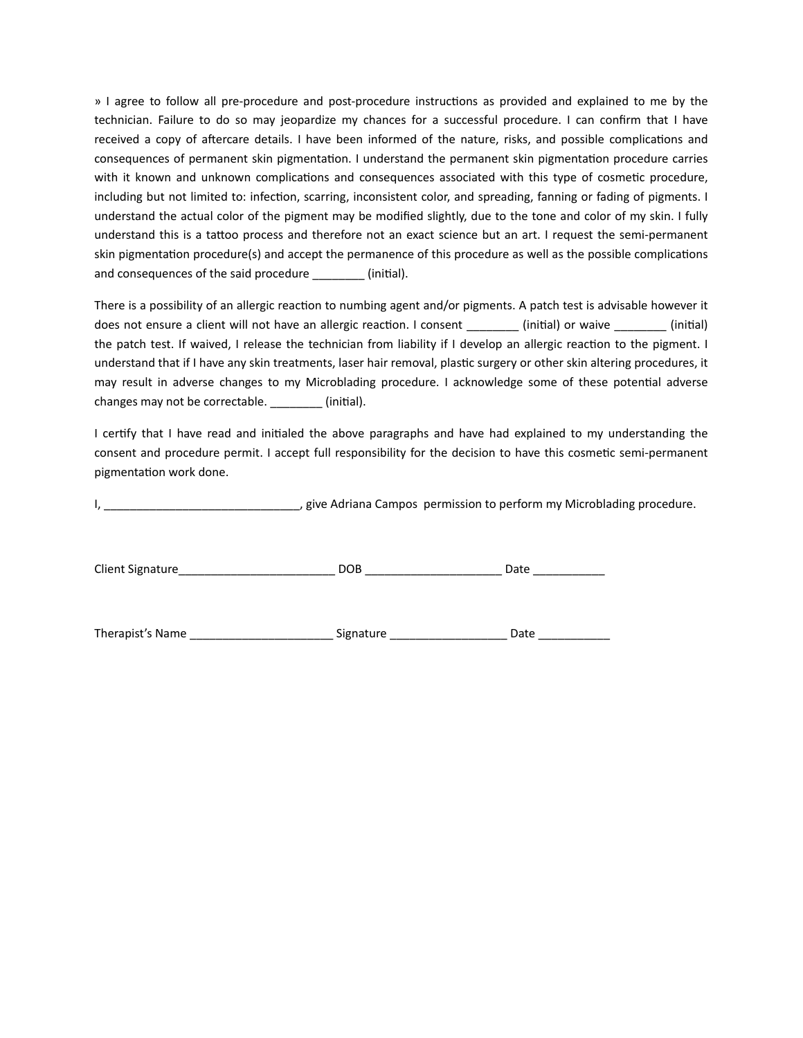» I agree to follow all pre-procedure and post-procedure instructions as provided and explained to me by the technician. Failure to do so may jeopardize my chances for a successful procedure. I can confirm that I have received a copy of aftercare details. I have been informed of the nature, risks, and possible complications and consequences of permanent skin pigmentation. I understand the permanent skin pigmentation procedure carries with it known and unknown complications and consequences associated with this type of cosmetic procedure, including but not limited to: infection, scarring, inconsistent color, and spreading, fanning or fading of pigments. I understand the actual color of the pigment may be modified slightly, due to the tone and color of my skin. I fully understand this is a tattoo process and therefore not an exact science but an art. I request the semi-permanent skin pigmentation procedure(s) and accept the permanence of this procedure as well as the possible complications and consequences of the said procedure ________ (initial).

There is a possibility of an allergic reaction to numbing agent and/or pigments. A patch test is advisable however it does not ensure a client will not have an allergic reaction. I consent ________ (initial) or waive ________ (initial) the patch test. If waived, I release the technician from liability if I develop an allergic reaction to the pigment. I understand that if I have any skin treatments, laser hair removal, plastic surgery or other skin altering procedures, it may result in adverse changes to my Microblading procedure. I acknowledge some of these potential adverse changes may not be correctable. ________ (initial).

I certify that I have read and initialed the above paragraphs and have had explained to my understanding the consent and procedure permit. I accept full responsibility for the decision to have this cosmetic semi-permanent pigmentation work done.

I, ______________________________, give Adriana Campos permission to perform my Microblading procedure.

Client Signature________________________ DOB _____________________ Date ___________

Therapist's Name ______________________ Signature __________________ Date ___________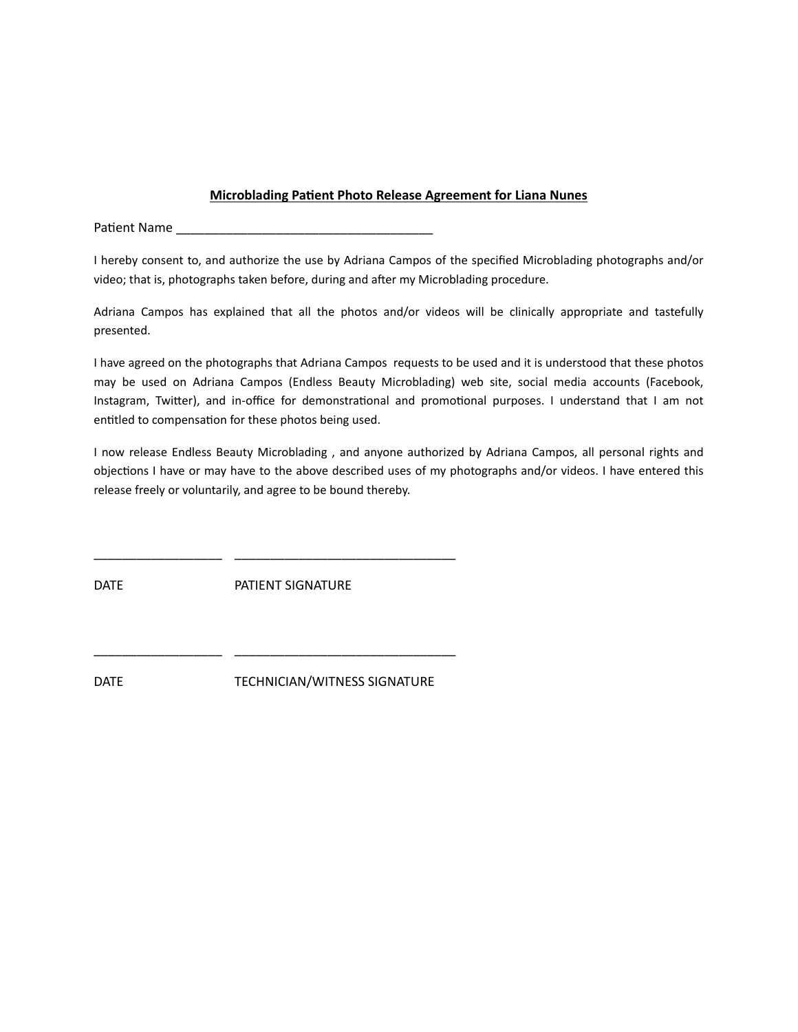**Microblading Patient Photo Release Agreement for Liana Nunes**

Patient Name ______________________________________

I hereby consent to, and authorize the use by Adriana Campos of the specified Microblading photographs and/or video; that is, photographs taken before, during and after my Microblading procedure.

Adriana Campos has explained that all the photos and/or videos will be clinically appropriate and tastefully presented.

I have agreed on the photographs that Adriana Campos requests to be used and it is understood that these photos may be used on Adriana Campos (Endless Beauty Microblading) web site, social media accounts (Facebook, Instagram, Twitter), and in-office for demonstrational and promotional purposes. I understand that I am not entitled to compensation for these photos being used.

I now release Endless Beauty Microblading , and anyone authorized by Adriana Campos, all personal rights and objections I have or may have to the above described uses of my photographs and/or videos. I have entered this release freely or voluntarily, and agree to be bound thereby.

___________________ _________________________________

DATE PATIENT SIGNATURE

___________________ _________________________________

DATE TECHNICIAN/WITNESS SIGNATURE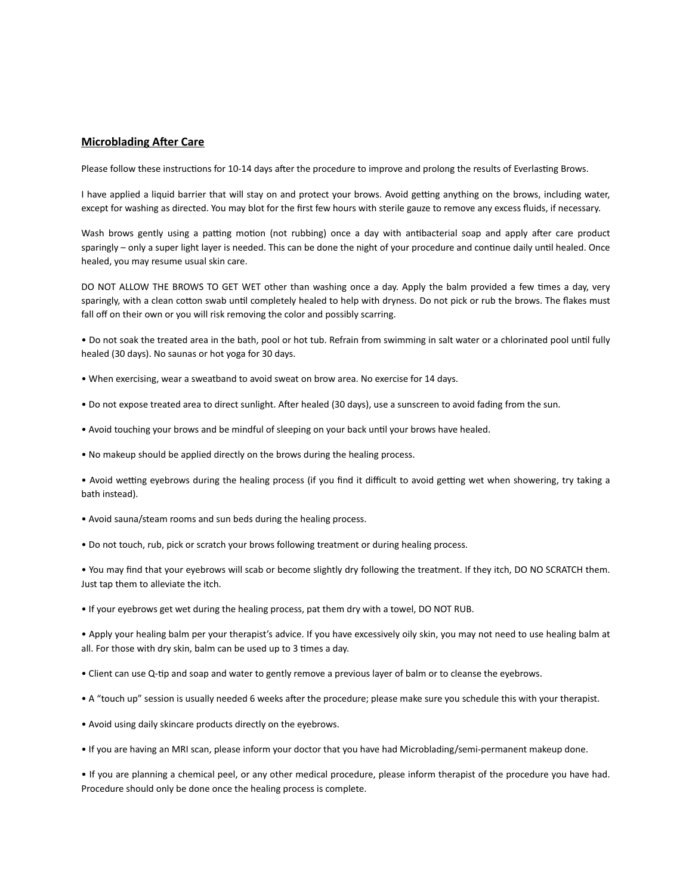## Microblading After Care

Please follow these instructions for 10-14 days after the procedure to improve and prolong the results of Everlasting Brows.

I have applied a liquid barrier that will stay on and protect your brows. Avoid getting anything on the brows, including water, except for washing as directed. You may blot for the first few hours with sterile gauze to remove any excess fluids, if necessary.

Wash brows gently using a patting motion (not rubbing) once a day with antibacterial soap and apply after care product sparingly – only a super light layer is needed. This can be done the night of your procedure and continue daily until healed. Once healed, you may resume usual skin care.

DO NOT ALLOW THE BROWS TO GET WET other than washing once a day. Apply the balm provided a few times a day, very sparingly, with a clean cotton swab until completely healed to help with dryness. Do not pick or rub the brows. The flakes must fall off on their own or you will risk removing the color and possibly scarring.

- Do not soak the treated area in the bath, pool or hot tub. Refrain from swimming in salt water or a chlorinated pool until fully healed (30 days). No saunas or hot yoga for 30 days.
- When exercising, wear a sweatband to avoid sweat on brow area. No exercise for 14 days.
- Do not expose treated area to direct sunlight. After healed (30 days), use a sunscreen to avoid fading from the sun.
- Avoid touching your brows and be mindful of sleeping on your back until your brows have healed.
- No makeup should be applied directly on the brows during the healing process.
- Avoid wetting eyebrows during the healing process (if you find it difficult to avoid getting wet when showering, try taking a bath instead).
- Avoid sauna/steam rooms and sun beds during the healing process.
- Do not touch, rub, pick or scratch your brows following treatment or during healing process.
- You may find that your eyebrows will scab or become slightly dry following the treatment. If they itch, DO NO SCRATCH them. Just tap them to alleviate the itch.
- If your eyebrows get wet during the healing process, pat them dry with a towel, DO NOT RUB.
- Apply your healing balm per your therapist's advice. If you have excessively oily skin, you may not need to use healing balm at all. For those with dry skin, balm can be used up to 3 times a day.
- Client can use Q-tip and soap and water to gently remove a previous layer of balm or to cleanse the eyebrows.
- A "touch up" session is usually needed 6 weeks after the procedure; please make sure you schedule this with your therapist.
- Avoid using daily skincare products directly on the eyebrows.
- If you are having an MRI scan, please inform your doctor that you have had Microblading/semi-permanent makeup done.
- If you are planning a chemical peel, or any other medical procedure, please inform therapist of the procedure you have had. Procedure should only be done once the healing process is complete.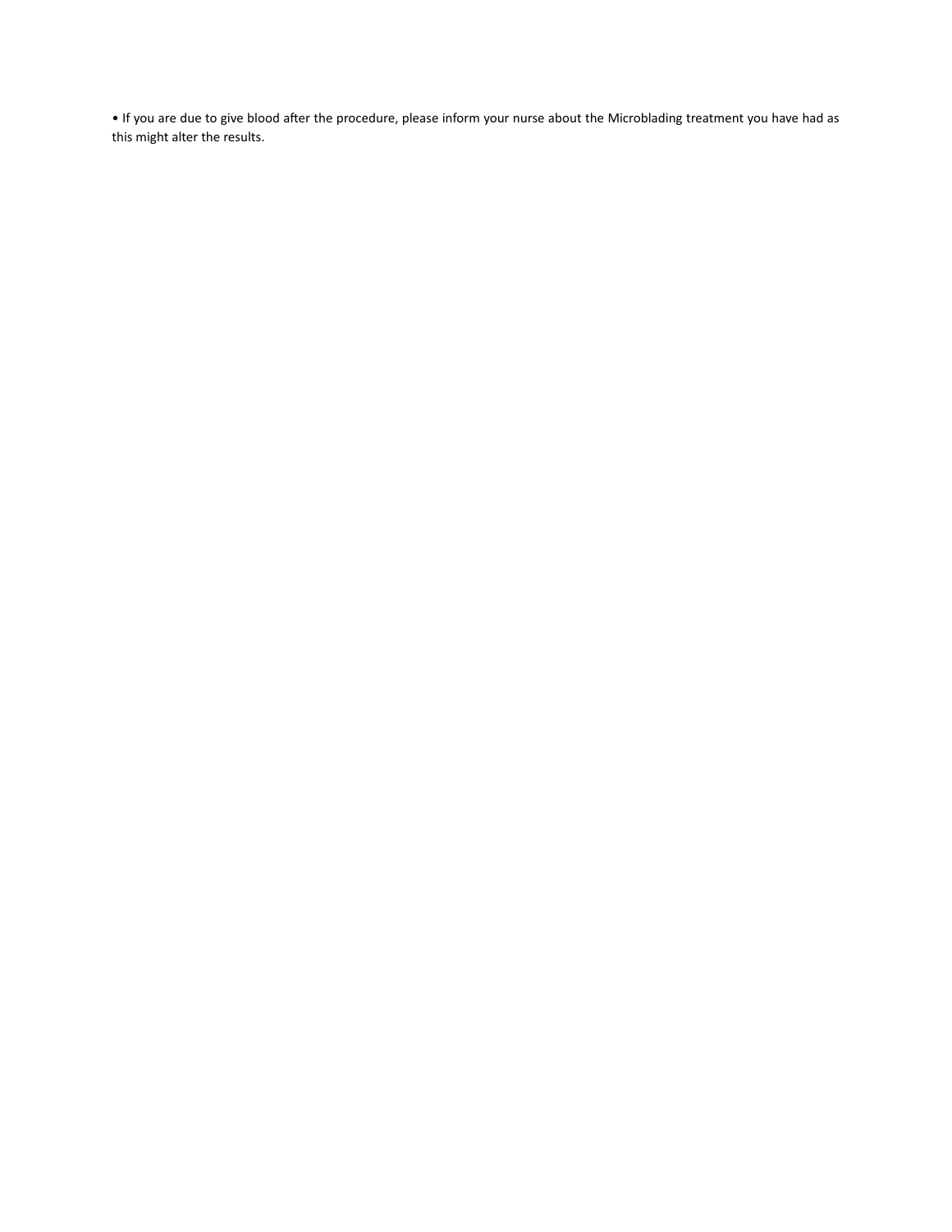- If you are due to give blood after the procedure, please inform your nurse about the Microblading treatment you have had as this might alter the results.